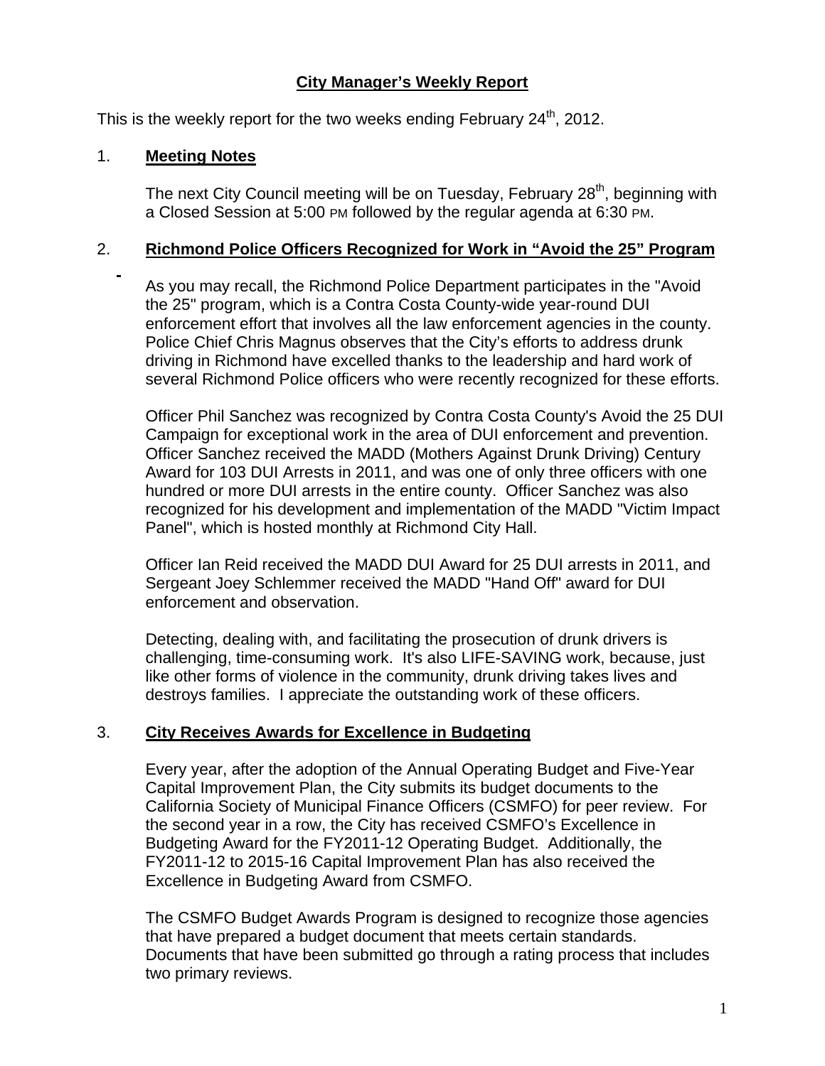# City Manager's Weekly Report

This is the weekly report for the two weeks ending February 24th, 2012.

## 1. Meeting Notes

The next City Council meeting will be on Tuesday, February 28th, beginning with a Closed Session at 5:00 PM followed by the regular agenda at 6:30 PM.

## 2. Richmond Police Officers Recognized for Work in "Avoid the 25" Program

As you may recall, the Richmond Police Department participates in the "Avoid the 25" program, which is a Contra Costa County-wide year-round DUI enforcement effort that involves all the law enforcement agencies in the county. Police Chief Chris Magnus observes that the City's efforts to address drunk driving in Richmond have excelled thanks to the leadership and hard work of several Richmond Police officers who were recently recognized for these efforts.

Officer Phil Sanchez was recognized by Contra Costa County's Avoid the 25 DUI Campaign for exceptional work in the area of DUI enforcement and prevention. Officer Sanchez received the MADD (Mothers Against Drunk Driving) Century Award for 103 DUI Arrests in 2011, and was one of only three officers with one hundred or more DUI arrests in the entire county. Officer Sanchez was also recognized for his development and implementation of the MADD "Victim Impact Panel", which is hosted monthly at Richmond City Hall.

Officer Ian Reid received the MADD DUI Award for 25 DUI arrests in 2011, and Sergeant Joey Schlemmer received the MADD "Hand Off" award for DUI enforcement and observation.

Detecting, dealing with, and facilitating the prosecution of drunk drivers is challenging, time-consuming work. It's also LIFE-SAVING work, because, just like other forms of violence in the community, drunk driving takes lives and destroys families. I appreciate the outstanding work of these officers.

## 3. City Receives Awards for Excellence in Budgeting

Every year, after the adoption of the Annual Operating Budget and Five-Year Capital Improvement Plan, the City submits its budget documents to the California Society of Municipal Finance Officers (CSMFO) for peer review. For the second year in a row, the City has received CSMFO's Excellence in Budgeting Award for the FY2011-12 Operating Budget. Additionally, the FY2011-12 to 2015-16 Capital Improvement Plan has also received the Excellence in Budgeting Award from CSMFO.

The CSMFO Budget Awards Program is designed to recognize those agencies that have prepared a budget document that meets certain standards. Documents that have been submitted go through a rating process that includes two primary reviews.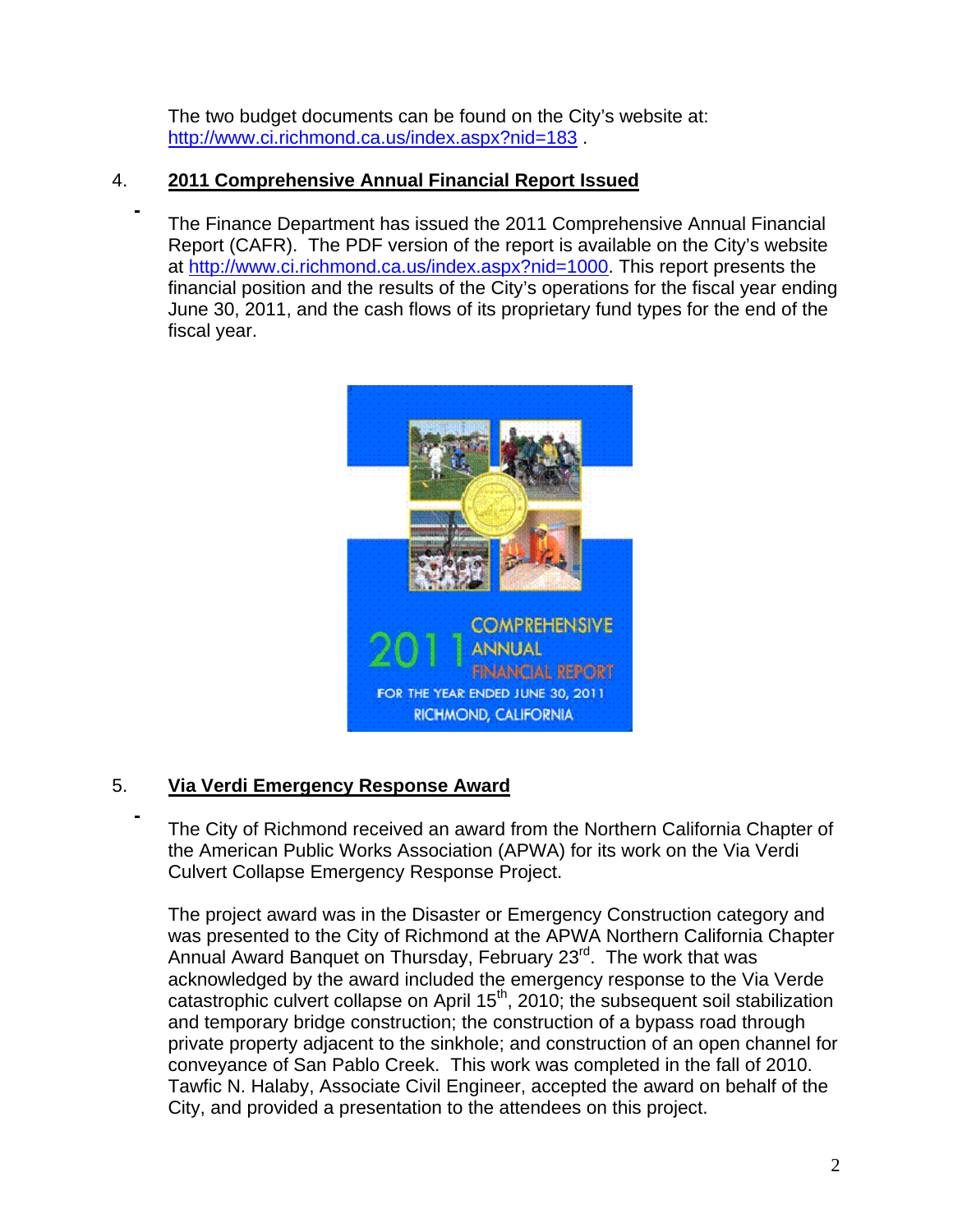The two budget documents can be found on the City's website at: http://www.ci.richmond.ca.us/index.aspx?nid=183 .

4. **2011 Comprehensive Annual Financial Report Issued**

The Finance Department has issued the 2011 Comprehensive Annual Financial Report (CAFR). The PDF version of the report is available on the City's website at http://www.ci.richmond.ca.us/index.aspx?nid=1000. This report presents the financial position and the results of the City's operations for the fiscal year ending June 30, 2011, and the cash flows of its proprietary fund types for the end of the fiscal year.

2011 COMPREHENSIVE ANNUAL FINANCIAL REPORT
FOR THE YEAR ENDED JUNE 30, 2011
RICHMOND, CALIFORNIA

5. **Via Verdi Emergency Response Award**

The City of Richmond received an award from the Northern California Chapter of the American Public Works Association (APWA) for its work on the Via Verdi Culvert Collapse Emergency Response Project.

The project award was in the Disaster or Emergency Construction category and was presented to the City of Richmond at the APWA Northern California Chapter Annual Award Banquet on Thursday, February 23rd. The work that was acknowledged by the award included the emergency response to the Via Verde catastrophic culvert collapse on April 15th, 2010; the subsequent soil stabilization and temporary bridge construction; the construction of a bypass road through private property adjacent to the sinkhole; and construction of an open channel for conveyance of San Pablo Creek. This work was completed in the fall of 2010. Tawfic N. Halaby, Associate Civil Engineer, accepted the award on behalf of the City, and provided a presentation to the attendees on this project.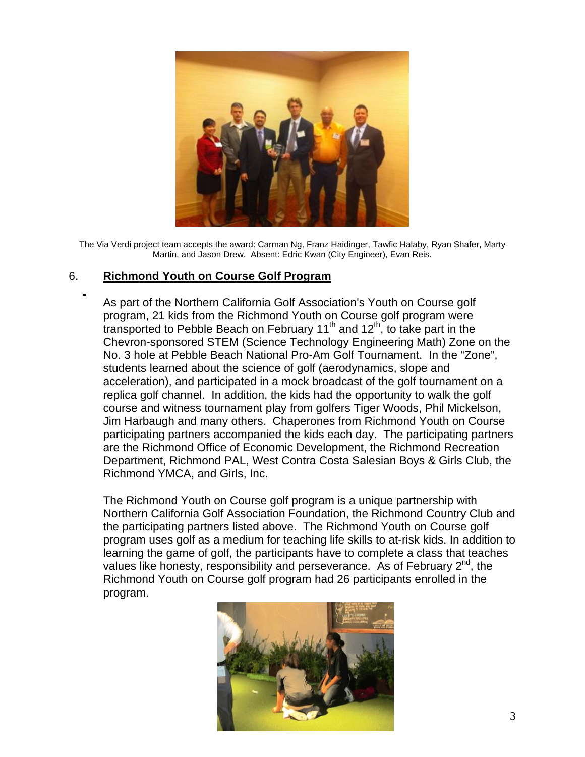The Via Verdi project team accepts the award: Carman Ng, Franz Haidinger, Tawfic Halaby, Ryan Shafer, Marty Martin, and Jason Drew. Absent: Edric Kwan (City Engineer), Evan Reis.

## 6. **Richmond Youth on Course Golf Program**

As part of the Northern California Golf Association's Youth on Course golf program, 21 kids from the Richmond Youth on Course golf program were transported to Pebble Beach on February 11th and 12th, to take part in the Chevron-sponsored STEM (Science Technology Engineering Math) Zone on the No. 3 hole at Pebble Beach National Pro-Am Golf Tournament. In the "Zone", students learned about the science of golf (aerodynamics, slope and acceleration), and participated in a mock broadcast of the golf tournament on a replica golf channel. In addition, the kids had the opportunity to walk the golf course and witness tournament play from golfers Tiger Woods, Phil Mickelson, Jim Harbaugh and many others. Chaperones from Richmond Youth on Course participating partners accompanied the kids each day. The participating partners are the Richmond Office of Economic Development, the Richmond Recreation Department, Richmond PAL, West Contra Costa Salesian Boys & Girls Club, the Richmond YMCA, and Girls, Inc.

The Richmond Youth on Course golf program is a unique partnership with Northern California Golf Association Foundation, the Richmond Country Club and the participating partners listed above. The Richmond Youth on Course golf program uses golf as a medium for teaching life skills to at-risk kids. In addition to learning the game of golf, the participants have to complete a class that teaches values like honesty, responsibility and perseverance. As of February 2nd, the Richmond Youth on Course golf program had 26 participants enrolled in the program.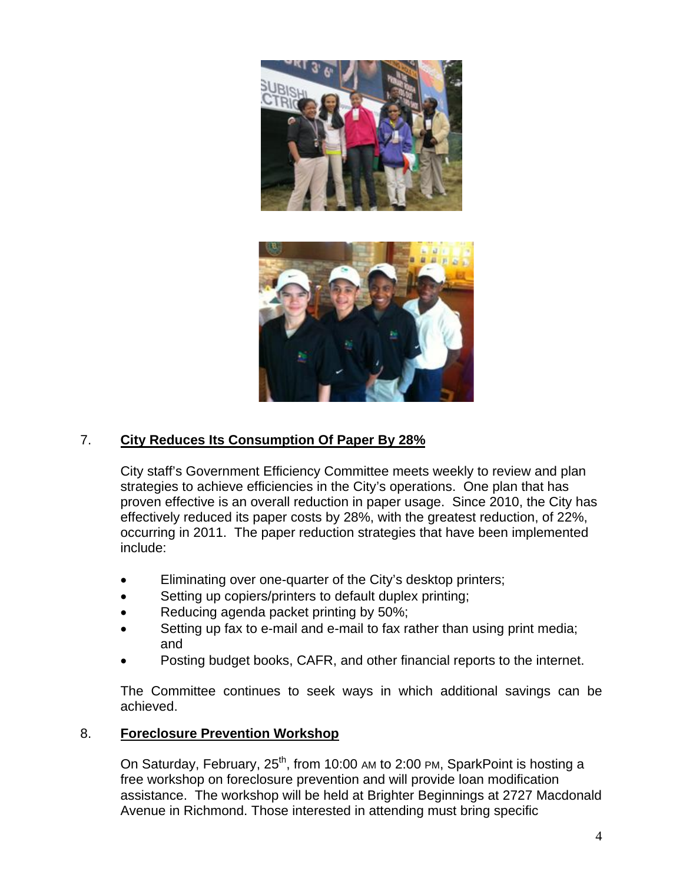7. **City Reduces Its Consumption Of Paper By 28%**

City staff's Government Efficiency Committee meets weekly to review and plan strategies to achieve efficiencies in the City's operations. One plan that has proven effective is an overall reduction in paper usage. Since 2010, the City has effectively reduced its paper costs by 28%, with the greatest reduction, of 22%, occurring in 2011. The paper reduction strategies that have been implemented include:

- Eliminating over one-quarter of the City's desktop printers;
- Setting up copiers/printers to default duplex printing;
- Reducing agenda packet printing by 50%;
- Setting up fax to e-mail and e-mail to fax rather than using print media; and
- Posting budget books, CAFR, and other financial reports to the internet.

The Committee continues to seek ways in which additional savings can be achieved.

8. **Foreclosure Prevention Workshop**

On Saturday, February, 25th, from 10:00 AM to 2:00 PM, SparkPoint is hosting a free workshop on foreclosure prevention and will provide loan modification assistance. The workshop will be held at Brighter Beginnings at 2727 Macdonald Avenue in Richmond. Those interested in attending must bring specific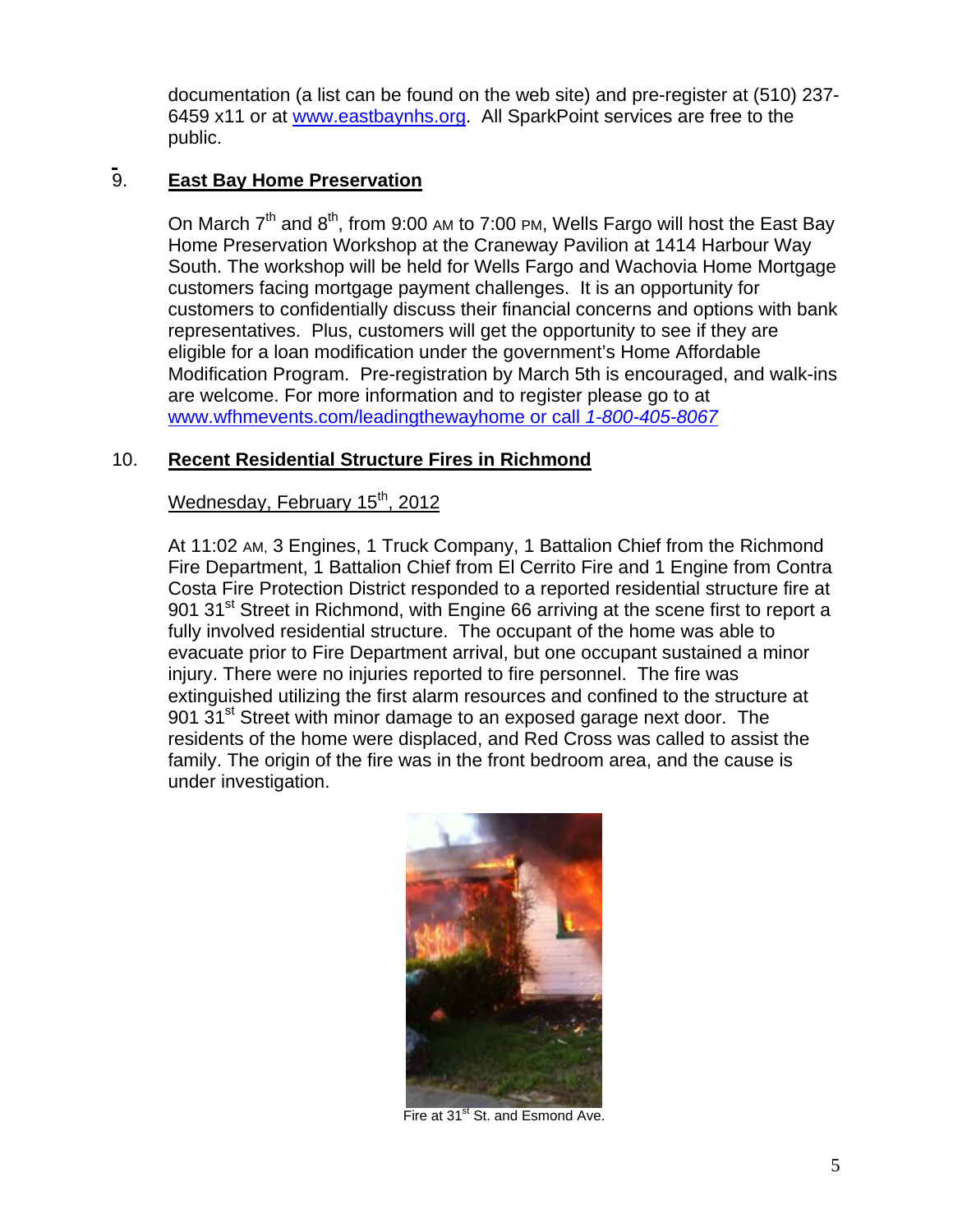documentation (a list can be found on the web site) and pre-register at (510) 237-6459 x11 or at www.eastbaynhs.org. All SparkPoint services are free to the public.

9. **East Bay Home Preservation**

On March 7th and 8th, from 9:00 AM to 7:00 PM, Wells Fargo will host the East Bay Home Preservation Workshop at the Craneway Pavilion at 1414 Harbour Way South. The workshop will be held for Wells Fargo and Wachovia Home Mortgage customers facing mortgage payment challenges. It is an opportunity for customers to confidentially discuss their financial concerns and options with bank representatives. Plus, customers will get the opportunity to see if they are eligible for a loan modification under the government's Home Affordable Modification Program. Pre-registration by March 5th is encouraged, and walk-ins are welcome. For more information and to register please go to at www.wfhmevents.com/leadingthewayhome or call *1-800-405-8067*

10. **Recent Residential Structure Fires in Richmond**

Wednesday, February 15th, 2012

At 11:02 AM, 3 Engines, 1 Truck Company, 1 Battalion Chief from the Richmond Fire Department, 1 Battalion Chief from El Cerrito Fire and 1 Engine from Contra Costa Fire Protection District responded to a reported residential structure fire at 901 31st Street in Richmond, with Engine 66 arriving at the scene first to report a fully involved residential structure. The occupant of the home was able to evacuate prior to Fire Department arrival, but one occupant sustained a minor injury. There were no injuries reported to fire personnel. The fire was extinguished utilizing the first alarm resources and confined to the structure at 901 31st Street with minor damage to an exposed garage next door. The residents of the home were displaced, and Red Cross was called to assist the family. The origin of the fire was in the front bedroom area, and the cause is under investigation.

Fire at 31st St. and Esmond Ave.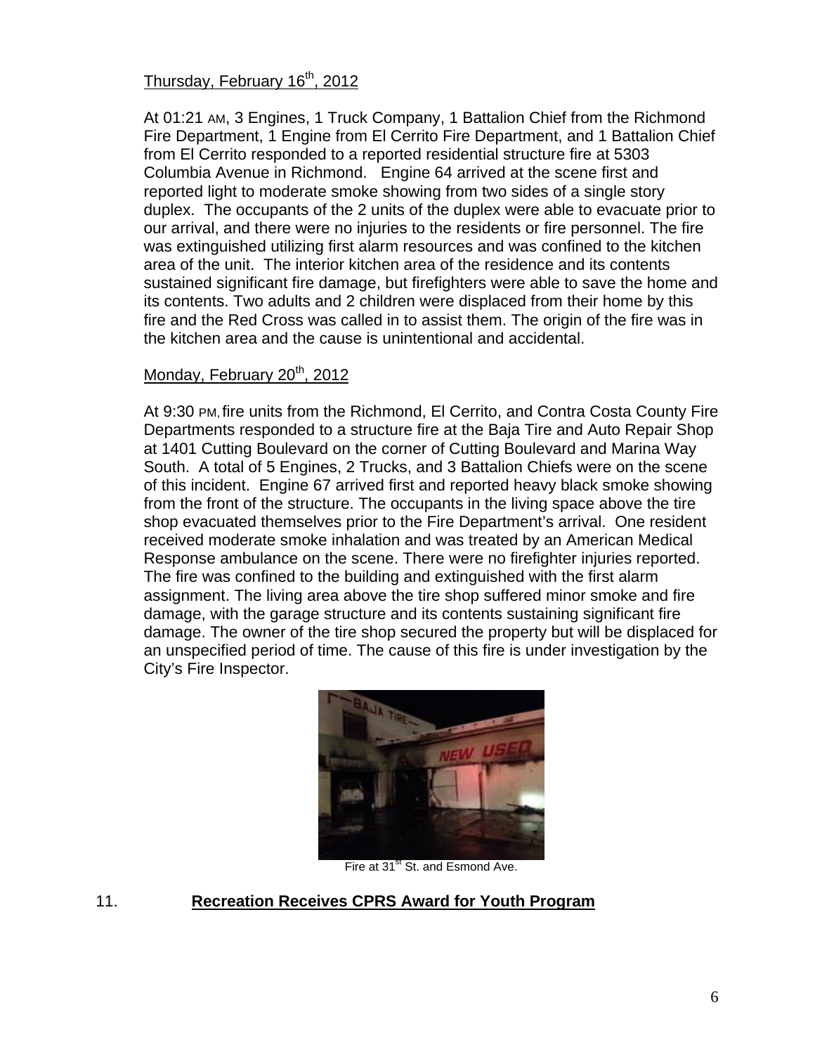Thursday, February 16th, 2012

At 01:21 AM, 3 Engines, 1 Truck Company, 1 Battalion Chief from the Richmond Fire Department, 1 Engine from El Cerrito Fire Department, and 1 Battalion Chief from El Cerrito responded to a reported residential structure fire at 5303 Columbia Avenue in Richmond. Engine 64 arrived at the scene first and reported light to moderate smoke showing from two sides of a single story duplex. The occupants of the 2 units of the duplex were able to evacuate prior to our arrival, and there were no injuries to the residents or fire personnel. The fire was extinguished utilizing first alarm resources and was confined to the kitchen area of the unit. The interior kitchen area of the residence and its contents sustained significant fire damage, but firefighters were able to save the home and its contents. Two adults and 2 children were displaced from their home by this fire and the Red Cross was called in to assist them. The origin of the fire was in the kitchen area and the cause is unintentional and accidental.

Monday, February 20th, 2012

At 9:30 PM, fire units from the Richmond, El Cerrito, and Contra Costa County Fire Departments responded to a structure fire at the Baja Tire and Auto Repair Shop at 1401 Cutting Boulevard on the corner of Cutting Boulevard and Marina Way South. A total of 5 Engines, 2 Trucks, and 3 Battalion Chiefs were on the scene of this incident. Engine 67 arrived first and reported heavy black smoke showing from the front of the structure. The occupants in the living space above the tire shop evacuated themselves prior to the Fire Department's arrival. One resident received moderate smoke inhalation and was treated by an American Medical Response ambulance on the scene. There were no firefighter injuries reported. The fire was confined to the building and extinguished with the first alarm assignment. The living area above the tire shop suffered minor smoke and fire damage, with the garage structure and its contents sustaining significant fire damage. The owner of the tire shop secured the property but will be displaced for an unspecified period of time. The cause of this fire is under investigation by the City's Fire Inspector.

Fire at 31st St. and Esmond Ave.

## 11. **Recreation Receives CPRS Award for Youth Program**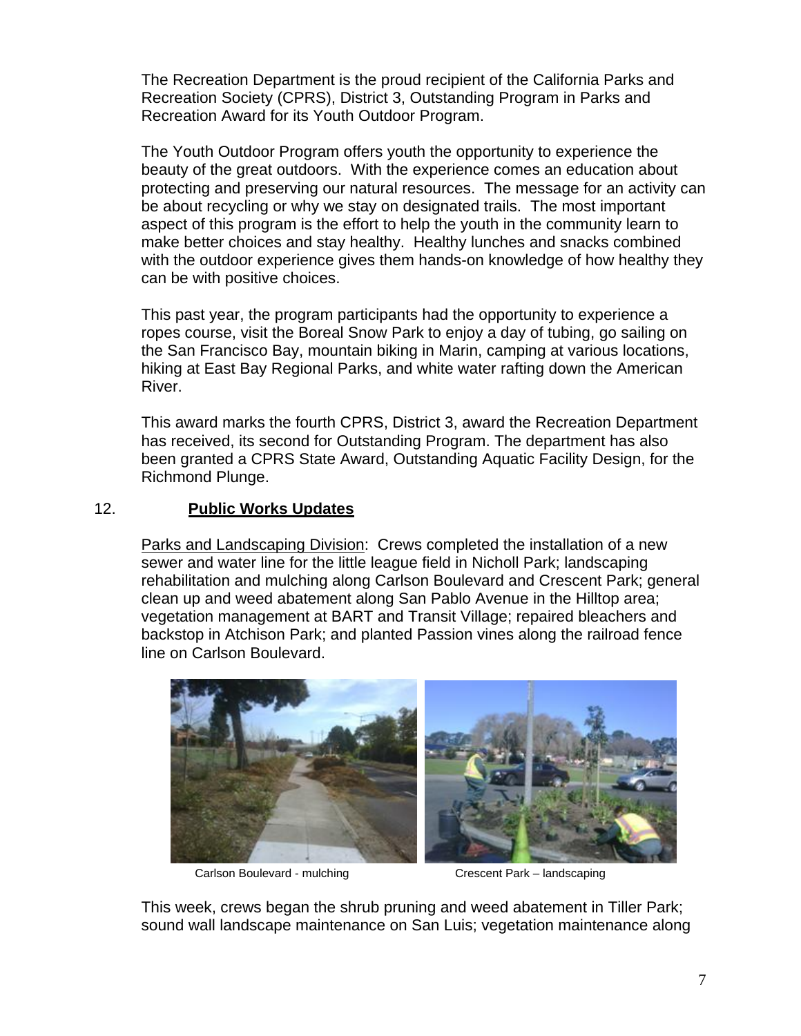The Recreation Department is the proud recipient of the California Parks and Recreation Society (CPRS), District 3, Outstanding Program in Parks and Recreation Award for its Youth Outdoor Program.

The Youth Outdoor Program offers youth the opportunity to experience the beauty of the great outdoors. With the experience comes an education about protecting and preserving our natural resources. The message for an activity can be about recycling or why we stay on designated trails. The most important aspect of this program is the effort to help the youth in the community learn to make better choices and stay healthy. Healthy lunches and snacks combined with the outdoor experience gives them hands-on knowledge of how healthy they can be with positive choices.

This past year, the program participants had the opportunity to experience a ropes course, visit the Boreal Snow Park to enjoy a day of tubing, go sailing on the San Francisco Bay, mountain biking in Marin, camping at various locations, hiking at East Bay Regional Parks, and white water rafting down the American River.

This award marks the fourth CPRS, District 3, award the Recreation Department has received, its second for Outstanding Program. The department has also been granted a CPRS State Award, Outstanding Aquatic Facility Design, for the Richmond Plunge.

## 12. Public Works Updates

Parks and Landscaping Division: Crews completed the installation of a new sewer and water line for the little league field in Nicholl Park; landscaping rehabilitation and mulching along Carlson Boulevard and Crescent Park; general clean up and weed abatement along San Pablo Avenue in the Hilltop area; vegetation management at BART and Transit Village; repaired bleachers and backstop in Atchison Park; and planted Passion vines along the railroad fence line on Carlson Boulevard.

Carlson Boulevard - mulching

Crescent Park – landscaping

This week, crews began the shrub pruning and weed abatement in Tiller Park; sound wall landscape maintenance on San Luis; vegetation maintenance along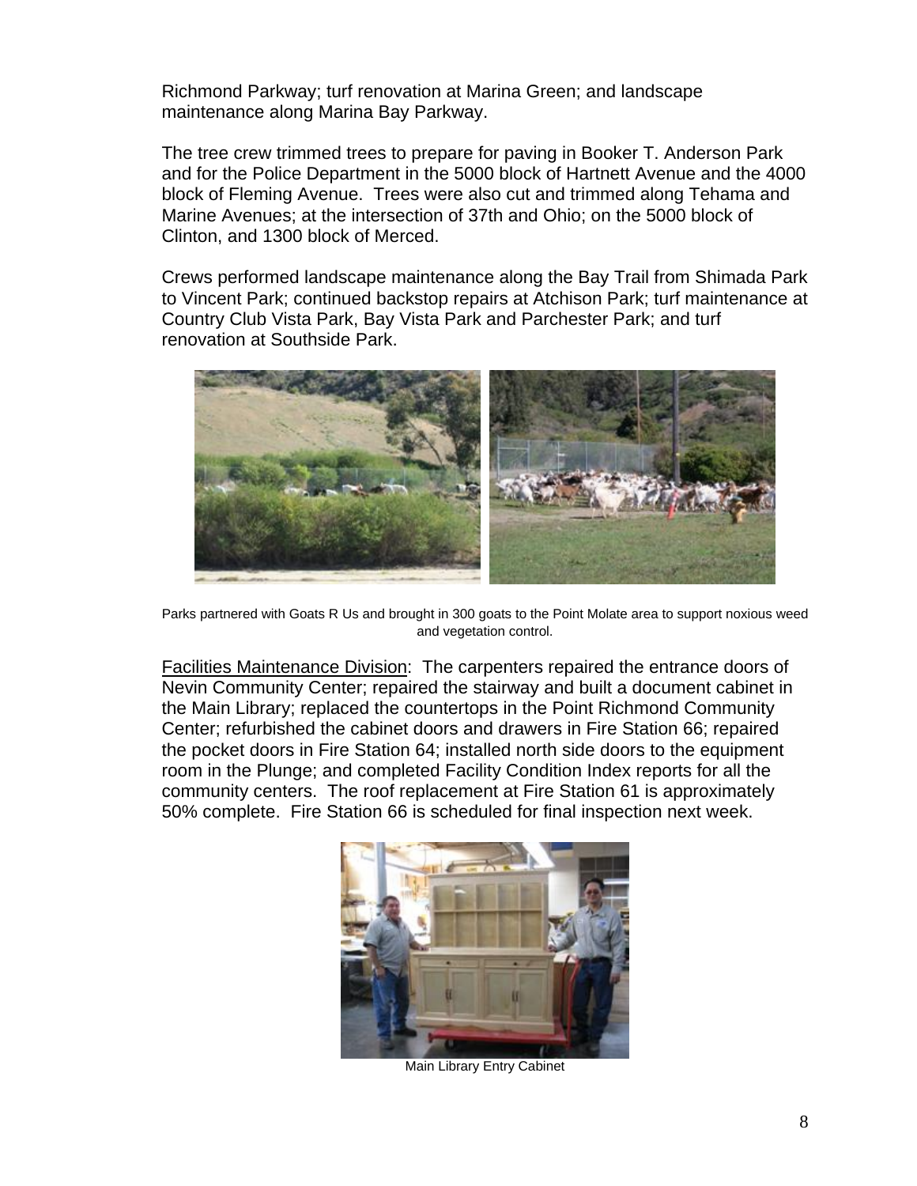Richmond Parkway; turf renovation at Marina Green; and landscape maintenance along Marina Bay Parkway.

The tree crew trimmed trees to prepare for paving in Booker T. Anderson Park and for the Police Department in the 5000 block of Hartnett Avenue and the 4000 block of Fleming Avenue. Trees were also cut and trimmed along Tehama and Marine Avenues; at the intersection of 37th and Ohio; on the 5000 block of Clinton, and 1300 block of Merced.

Crews performed landscape maintenance along the Bay Trail from Shimada Park to Vincent Park; continued backstop repairs at Atchison Park; turf maintenance at Country Club Vista Park, Bay Vista Park and Parchester Park; and turf renovation at Southside Park.

Parks partnered with Goats R Us and brought in 300 goats to the Point Molate area to support noxious weed and vegetation control.

Facilities Maintenance Division: The carpenters repaired the entrance doors of Nevin Community Center; repaired the stairway and built a document cabinet in the Main Library; replaced the countertops in the Point Richmond Community Center; refurbished the cabinet doors and drawers in Fire Station 66; repaired the pocket doors in Fire Station 64; installed north side doors to the equipment room in the Plunge; and completed Facility Condition Index reports for all the community centers. The roof replacement at Fire Station 61 is approximately 50% complete. Fire Station 66 is scheduled for final inspection next week.

Main Library Entry Cabinet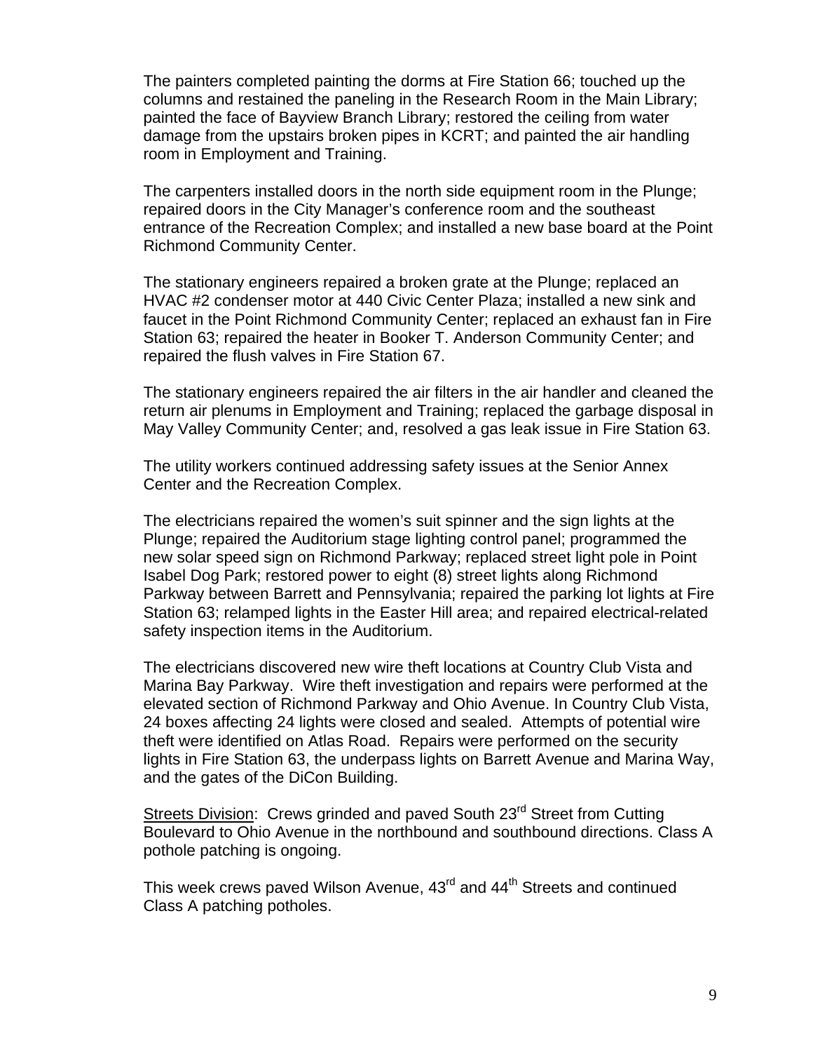The painters completed painting the dorms at Fire Station 66; touched up the columns and restained the paneling in the Research Room in the Main Library; painted the face of Bayview Branch Library; restored the ceiling from water damage from the upstairs broken pipes in KCRT; and painted the air handling room in Employment and Training.

The carpenters installed doors in the north side equipment room in the Plunge; repaired doors in the City Manager's conference room and the southeast entrance of the Recreation Complex; and installed a new base board at the Point Richmond Community Center.

The stationary engineers repaired a broken grate at the Plunge; replaced an HVAC #2 condenser motor at 440 Civic Center Plaza; installed a new sink and faucet in the Point Richmond Community Center; replaced an exhaust fan in Fire Station 63; repaired the heater in Booker T. Anderson Community Center; and repaired the flush valves in Fire Station 67.

The stationary engineers repaired the air filters in the air handler and cleaned the return air plenums in Employment and Training; replaced the garbage disposal in May Valley Community Center; and, resolved a gas leak issue in Fire Station 63.

The utility workers continued addressing safety issues at the Senior Annex Center and the Recreation Complex.

The electricians repaired the women's suit spinner and the sign lights at the Plunge; repaired the Auditorium stage lighting control panel; programmed the new solar speed sign on Richmond Parkway; replaced street light pole in Point Isabel Dog Park; restored power to eight (8) street lights along Richmond Parkway between Barrett and Pennsylvania; repaired the parking lot lights at Fire Station 63; relamped lights in the Easter Hill area; and repaired electrical-related safety inspection items in the Auditorium.

The electricians discovered new wire theft locations at Country Club Vista and Marina Bay Parkway. Wire theft investigation and repairs were performed at the elevated section of Richmond Parkway and Ohio Avenue. In Country Club Vista, 24 boxes affecting 24 lights were closed and sealed. Attempts of potential wire theft were identified on Atlas Road. Repairs were performed on the security lights in Fire Station 63, the underpass lights on Barrett Avenue and Marina Way, and the gates of the DiCon Building.

Streets Division: Crews grinded and paved South 23rd Street from Cutting Boulevard to Ohio Avenue in the northbound and southbound directions. Class A pothole patching is ongoing.

This week crews paved Wilson Avenue, 43rd and 44th Streets and continued Class A patching potholes.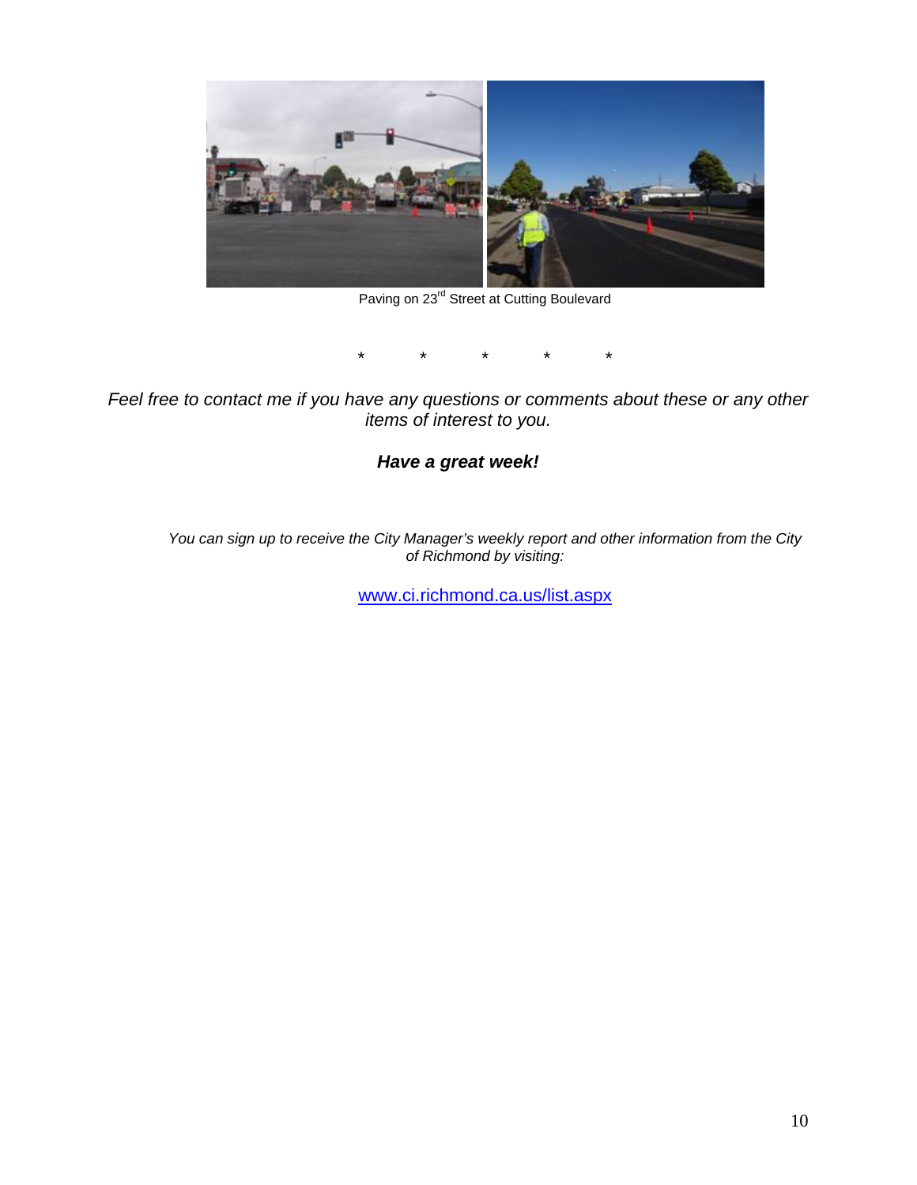Paving on 23rd Street at Cutting Boulevard

\*     \*     \*     \*     \*

*Feel free to contact me if you have any questions or comments about these or any other items of interest to you.*

***Have a great week!***

*You can sign up to receive the City Manager's weekly report and other information from the City of Richmond by visiting:*

[www.ci.richmond.ca.us/list.aspx](http://www.ci.richmond.ca.us/list.aspx)